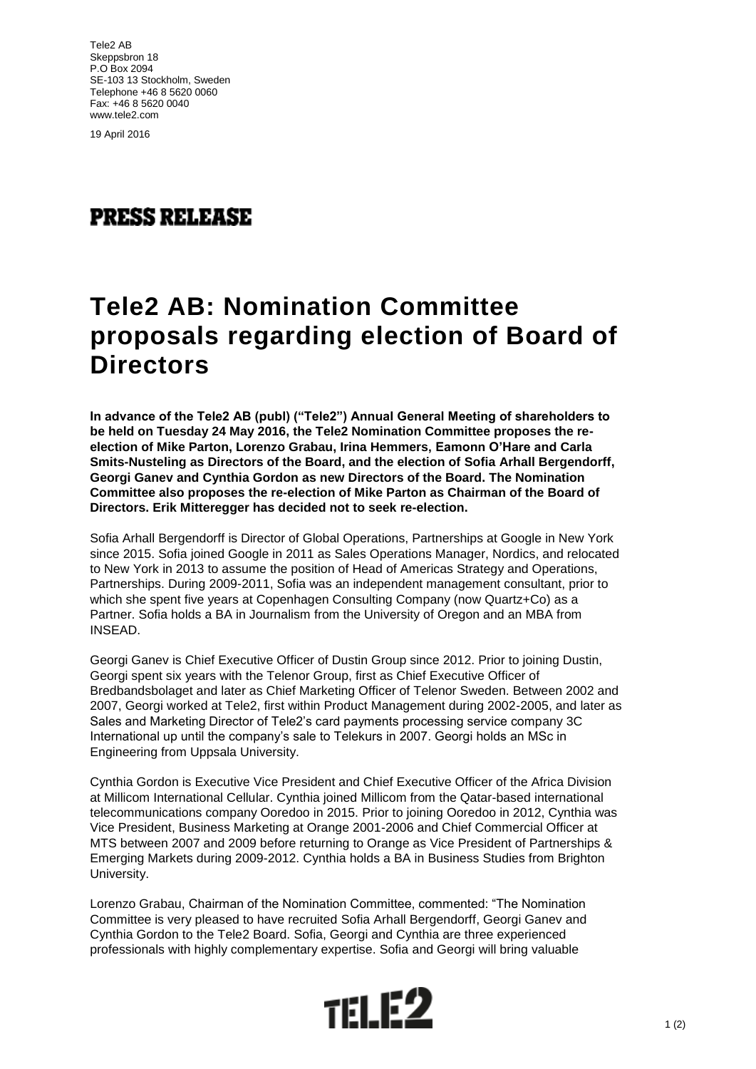Tele2 AB
Skeppsbron 18
P.O Box 2094
SE-103 13 Stockholm, Sweden
Telephone +46 8 5620 0060
Fax: +46 8 5620 0040
www.tele2.com

19 April 2016

**PRESS RELEASE**

# Tele2 AB: Nomination Committee proposals regarding election of Board of Directors

**In advance of the Tele2 AB (publ) ("Tele2") Annual General Meeting of shareholders to be held on Tuesday 24 May 2016, the Tele2 Nomination Committee proposes the re-election of Mike Parton, Lorenzo Grabau, Irina Hemmers, Eamonn O'Hare and Carla Smits-Nusteling as Directors of the Board, and the election of Sofia Arhall Bergendorff, Georgi Ganev and Cynthia Gordon as new Directors of the Board. The Nomination Committee also proposes the re-election of Mike Parton as Chairman of the Board of Directors. Erik Mitteregger has decided not to seek re-election.**

Sofia Arhall Bergendorff is Director of Global Operations, Partnerships at Google in New York since 2015. Sofia joined Google in 2011 as Sales Operations Manager, Nordics, and relocated to New York in 2013 to assume the position of Head of Americas Strategy and Operations, Partnerships. During 2009-2011, Sofia was an independent management consultant, prior to which she spent five years at Copenhagen Consulting Company (now Quartz+Co) as a Partner. Sofia holds a BA in Journalism from the University of Oregon and an MBA from INSEAD.

Georgi Ganev is Chief Executive Officer of Dustin Group since 2012. Prior to joining Dustin, Georgi spent six years with the Telenor Group, first as Chief Executive Officer of Bredbandsbolaget and later as Chief Marketing Officer of Telenor Sweden. Between 2002 and 2007, Georgi worked at Tele2, first within Product Management during 2002-2005, and later as Sales and Marketing Director of Tele2's card payments processing service company 3C International up until the company's sale to Telekurs in 2007. Georgi holds an MSc in Engineering from Uppsala University.

Cynthia Gordon is Executive Vice President and Chief Executive Officer of the Africa Division at Millicom International Cellular. Cynthia joined Millicom from the Qatar-based international telecommunications company Ooredoo in 2015. Prior to joining Ooredoo in 2012, Cynthia was Vice President, Business Marketing at Orange 2001-2006 and Chief Commercial Officer at MTS between 2007 and 2009 before returning to Orange as Vice President of Partnerships & Emerging Markets during 2009-2012. Cynthia holds a BA in Business Studies from Brighton University.

Lorenzo Grabau, Chairman of the Nomination Committee, commented: "The Nomination Committee is very pleased to have recruited Sofia Arhall Bergendorff, Georgi Ganev and Cynthia Gordon to the Tele2 Board. Sofia, Georgi and Cynthia are three experienced professionals with highly complementary expertise. Sofia and Georgi will bring valuable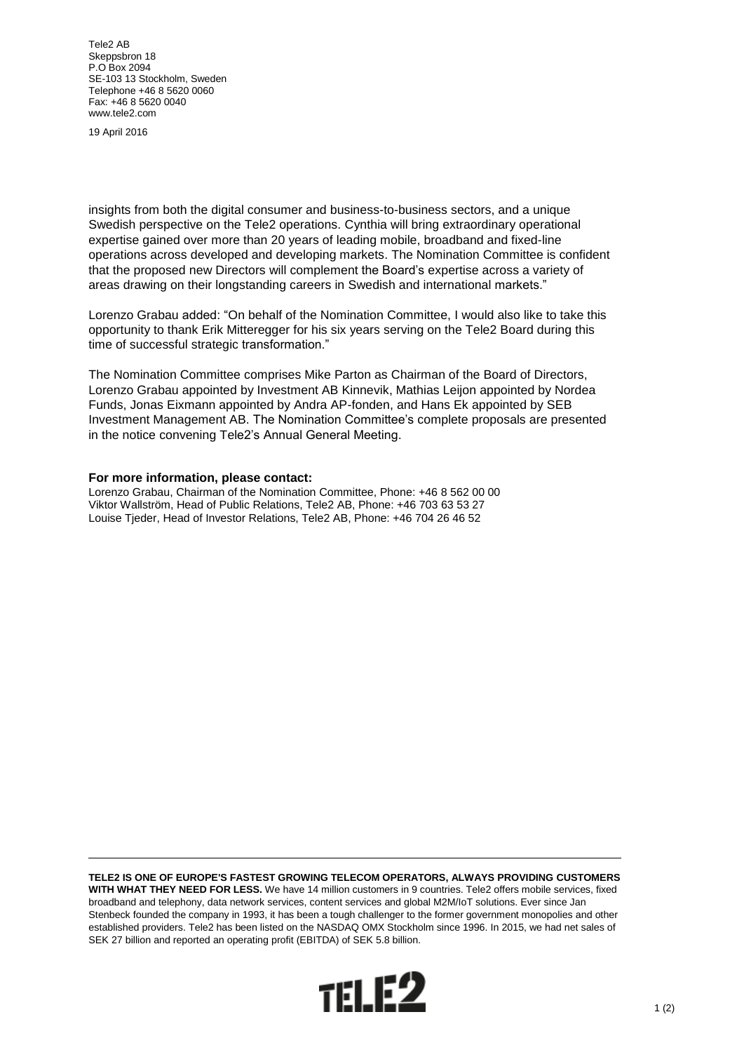Tele2 AB
Skeppsbron 18
P.O Box 2094
SE-103 13 Stockholm, Sweden
Telephone +46 8 5620 0060
Fax: +46 8 5620 0040
www.tele2.com

19 April 2016

insights from both the digital consumer and business-to-business sectors, and a unique Swedish perspective on the Tele2 operations. Cynthia will bring extraordinary operational expertise gained over more than 20 years of leading mobile, broadband and fixed-line operations across developed and developing markets. The Nomination Committee is confident that the proposed new Directors will complement the Board's expertise across a variety of areas drawing on their longstanding careers in Swedish and international markets."

Lorenzo Grabau added: "On behalf of the Nomination Committee, I would also like to take this opportunity to thank Erik Mitteregger for his six years serving on the Tele2 Board during this time of successful strategic transformation."

The Nomination Committee comprises Mike Parton as Chairman of the Board of Directors, Lorenzo Grabau appointed by Investment AB Kinnevik, Mathias Leijon appointed by Nordea Funds, Jonas Eixmann appointed by Andra AP-fonden, and Hans Ek appointed by SEB Investment Management AB. The Nomination Committee's complete proposals are presented in the notice convening Tele2's Annual General Meeting.

**For more information, please contact:**
Lorenzo Grabau, Chairman of the Nomination Committee, Phone: +46 8 562 00 00
Viktor Wallström, Head of Public Relations, Tele2 AB, Phone: +46 703 63 53 27
Louise Tjeder, Head of Investor Relations, Tele2 AB, Phone: +46 704 26 46 52

---

**TELE2 IS ONE OF EUROPE'S FASTEST GROWING TELECOM OPERATORS, ALWAYS PROVIDING CUSTOMERS WITH WHAT THEY NEED FOR LESS.** We have 14 million customers in 9 countries. Tele2 offers mobile services, fixed broadband and telephony, data network services, content services and global M2M/IoT solutions. Ever since Jan Stenbeck founded the company in 1993, it has been a tough challenger to the former government monopolies and other established providers. Tele2 has been listed on the NASDAQ OMX Stockholm since 1996. In 2015, we had net sales of SEK 27 billion and reported an operating profit (EBITDA) of SEK 5.8 billion.

TELE2